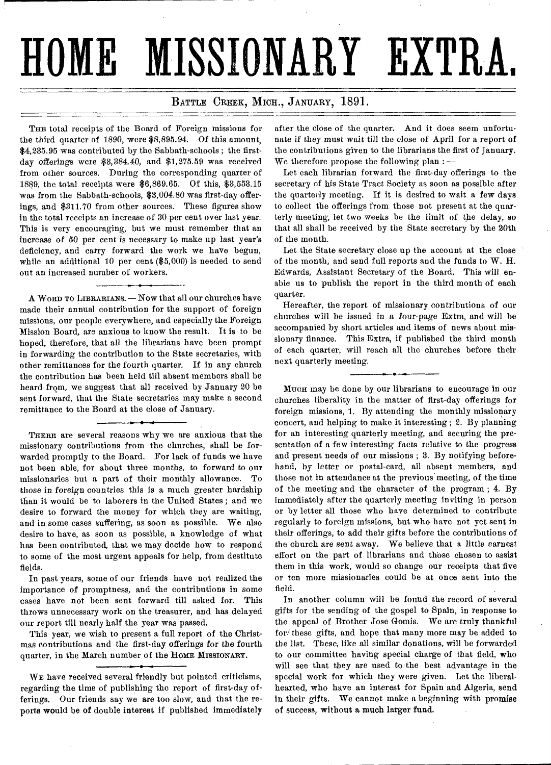# HOME MISSIONARY EXTRA.

BATTLE CREEK, MICH., JANUARY, 1891.

THE total receipts of the Board of Foreign missions for the third quarter of 1890, were $8,895.94. Of this amount, $4,235.95 was contributed by the Sabbath-schools; the first-day offerings were $3,384.40, and $1,275.59 was received from other sources. During the corresponding quarter of 1889, the total receipts were $6,869.65. Of this, $3,553.15 was from the Sabbath-schools, $3,004.80 was first-day offerings, and $311.70 from other sources. These figures show in the total receipts an increase of 30 per cent over last year. This is very encouraging, but we must remember that an increase of 50 per cent is necessary to make up last year's deficiency, and carry forward the work we have begun, while an additional 10 per cent ($5,000) is needed to send out an increased number of workers.

A WORD TO LIBRARIANS. — Now that all our churches have made their annual contribution for the support of foreign missions, our people everywhere, and especially the Foreign Mission Board, are anxious to know the result. It is to be hoped, therefore, that all the librarians have been prompt in forwarding the contribution to the State secretaries, with other remittances for the fourth quarter. If in any church the contribution has been held till absent members shall be heard from, we suggest that all received by January 20 be sent forward, that the State secretaries may make a second remittance to the Board at the close of January.

THERE are several reasons why we are anxious that the missionary contributions from the churches, shall be forwarded promptly to the Board. For lack of funds we have not been able, for about three months, to forward to our missionaries but a part of their monthly allowance. To those in foreign countries this is a much greater hardship than it would be to laborers in the United States; and we desire to forward the money for which they are waiting, and in some cases suffering, as soon as possible. We also desire to have, as soon as possible, a knowledge of what has been contributed, that we may decide how to respond to some of the most urgent appeals for help, from destitute fields.

In past years, some of our friends have not realized the importance of promptness, and the contributions in some cases have not been sent forward till asked for. This throws unnecessary work on the treasurer, and has delayed our report till nearly half the year was passed.

This year, we wish to present a full report of the Christmas contributions and the first-day offerings for the fourth quarter, in the March number of the HOME MISSIONARY.

WE have received several friendly but pointed criticisms, regarding the time of publishing the report of first-day offerings. Our friends say we are too slow, and that the reports would be of double interest if published immediately after the close of the quarter. And it does seem unfortunate if they must wait till the close of April for a report of the contributions given to the librarians the first of January. We therefore propose the following plan: —

Let each librarian forward the first-day offerings to the secretary of his State Tract Society as soon as possible after the quarterly meeting. If it is desired to wait a few days to collect the offerings from those not present at the quarterly meeting, let two weeks be the limit of the delay, so that all shall be received by the State secretary by the 20th of the month.

Let the State secretary close up the account at the close of the month, and send full reports and the funds to W. H. Edwards, Assistant Secretary of the Board. This will enable us to publish the report in the third month of each quarter.

Hereafter, the report of missionary contributions of our churches will be issued in a four-page Extra, and will be accompanied by short articles and items of news about missionary finance. This Extra, if published the third month of each quarter, will reach all the churches before their next quarterly meeting.

MUCH may be done by our librarians to encourage in our churches liberality in the matter of first-day offerings for foreign missions, 1. By attending the monthly missionary concert, and helping to make it interesting; 2. By planning for an interesting quarterly meeting, and securing the presentation of a few interesting facts relative to the progress and present needs of our missions; 3. By notifying beforehand, by letter or postal-card, all absent members, and those not in attendance at the previous meeting, of the time of the meeting and the character of the program; 4. By immediately after the quarterly meeting inviting in person or by letter all those who have determined to contribute regularly to foreign missions, but who have not yet sent in their offerings, to add their gifts before the contributions of the church are sent away. We believe that a little earnest effort on the part of librarians and those chosen to assist them in this work, would so change our receipts that five or ten more missionaries could be at once sent into the field.

In another column will be found the record of several gifts for the sending of the gospel to Spain, in response to the appeal of Brother Jose Gomis. We are truly thankful for these gifts, and hope that many more may be added to the list. These, like all similar donations, will be forwarded to our committee having special charge of that field, who will see that they are used to the best advantage in the special work for which they were given. Let the liberal-hearted, who have an interest for Spain and Algeria, send in their gifts. We cannot make a beginning with promise of success, without a much larger fund.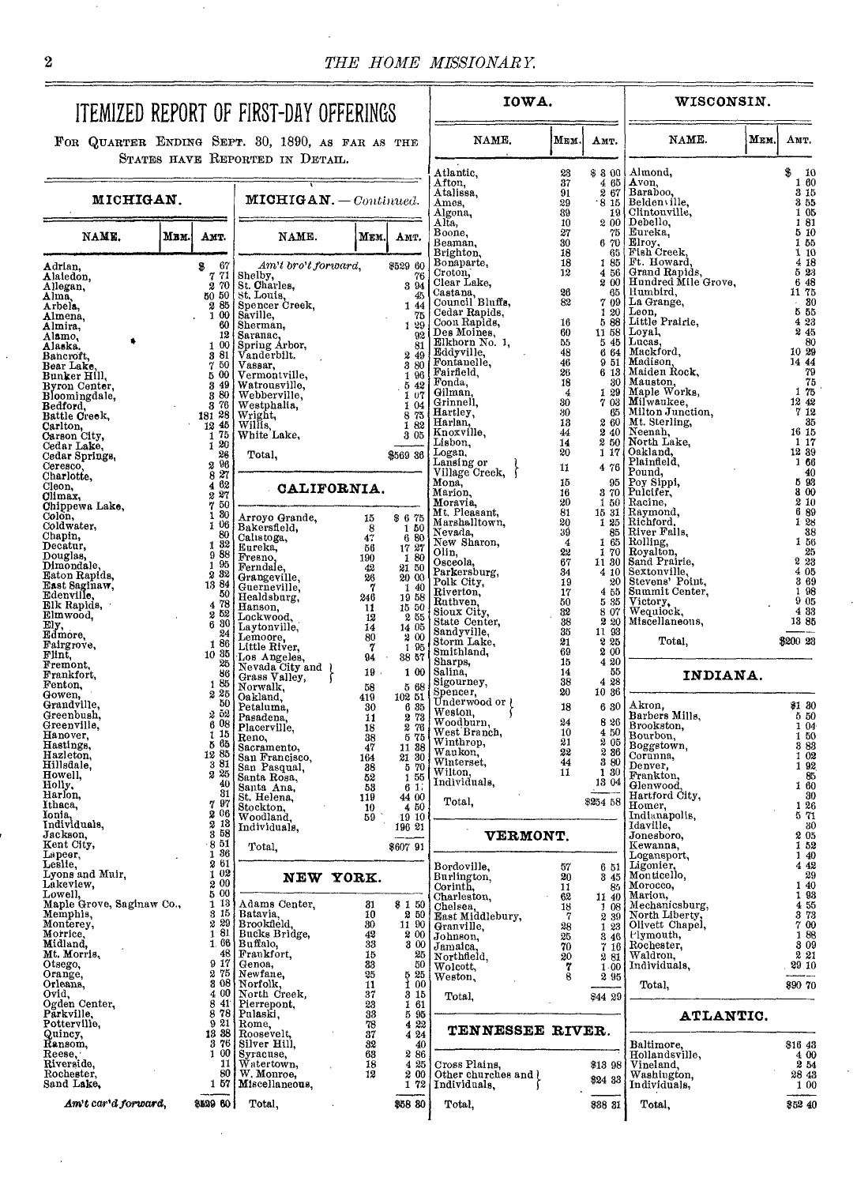# ITEMIZED REPORT OF FIRST-DAY OFFERINGS

For Quarter Ending Sept. 30, 1890, as far as the States have Reported in Detail.

## MICHIGAN.

| NAME. | MEM. | AMT. |
|---|---|---|
| Adrian, | | $ 67 |
| Alaiedon, | | 7 71 |
| Allegan, | | 2 70 |
| Alma, | | 50 50 |
| Arbela, | | 2 85 |
| Almena, | | 1 00 |
| Almira, | | 60 |
| Alamo, | | 12 |
| Alaska, | | 1 00 |
| Bancroft, | | 3 81 |
| Bear Lake, | | 7 50 |
| Bunker Hill, | | 5 00 |
| Byron Center, | | 3 49 |
| Bloomingdale, | | 3 80 |
| Bedford, | | 3 76 |
| Battle Creek, | | 181 28 |
| Carlton, | | 12 45 |
| Carson City, | | 1 75 |
| Cedar Lake, | | 1 20 |
| Cedar Springs, | | 26 |
| Ceresco, | | 2 96 |
| Charlotte, | | 8 27 |
| Cleon, | | 4 62 |
| Climax, | | 2 27 |
| Chippewa Lake, | | 7 50 |
| Colon, | | 1 30 |
| Coldwater, | | 1 06 |
| Chapin, | | 80 |
| Decatur, | | 1 32 |
| Douglas, | | 9 88 |
| Dimondale, | | 1 95 |
| Eaton Rapids, | | 2 32 |
| East Saginaw, | | 13 84 |
| Edenville, | | 50 |
| Elk Rapids, | | 4 78 |
| Elmwood, | | 2 52 |
| Ely, | | 6 30 |
| Edmore, | | 24 |
| Fairgrove, | | 1 86 |
| Flint, | | 10 35 |
| Fremont, | | 25 |
| Frankfort, | | 86 |
| Fenton, | | 1 85 |
| Gowen, | | 2 25 |
| Grandville, | | 50 |
| Greenbush, | | 2 52 |
| Greenville, | | 6 08 |
| Hanover, | | 1 15 |
| Hastings, | | 5 65 |
| Hazleton, | | 12 85 |
| Hillsdale, | | 3 81 |
| Howell, | | 2 25 |
| Holly, | | 40 |
| Harlon, | | 31 |
| Ithaca, | | 7 97 |
| Ionia, | | 2 06 |
| Individuals, | | 2 13 |
| Jackson, | | 3 58 |
| Kent City, | | 8 51 |
| Lapeer, | | 1 36 |
| Leslie, | | 2 61 |
| Lyons and Muir, | | 1 02 |
| Lakeview, | | 2 00 |
| Lowell, | | 5 00 |
| Maple Grove, Saginaw Co., | | 1 13 |
| Memphis, | | 3 15 |
| Monterey, | | 2 29 |
| Morrice, | | 1 81 |
| Midland, | | 1 66 |
| Mt. Morris, | | 48 |
| Otsego, | | 9 17 |
| Orange, | | 2 75 |
| Orleans, | | 3 08 |
| Ovid, | | 4 00 |
| Ogden Center, | | 8 41 |
| Parkville, | | 8 78 |
| Potterville, | | 9 21 |
| Quincy, | | 13 38 |
| Ransom, | | 3 76 |
| Reese, | | 1 00 |
| Riverside, | | 11 |
| Rochester, | | 80 |
| Sand Lake, | | 1 57 |
| *Am't car'd forward,* | | $529 60 |

## MICHIGAN. — *Continued.*

| NAME. | MEM. | AMT. |
|---|---|---|
| *Am't bro't forward,* | | $529 60 |
| Shelby, | | 76 |
| St. Charles, | | 3 94 |
| St. Louis, | | 45 |
| Spencer Creek, | | 1 44 |
| Saville, | | 75 |
| Sherman, | | 1 29 |
| Saranac, | | 92 |
| Spring Arbor, | | 81 |
| Vanderbilt, | | 2 49 |
| Vassar, | | 3 80 |
| Vermontville, | | 1 96 |
| Watrousville, | | 5 42 |
| Webberville, | | 1 07 |
| Westphalia, | | 1 04 |
| Wright, | | 8 75 |
| Willis, | | 1 82 |
| White Lake, | | 3 05 |
| Total, | | $569 36 |

## CALIFORNIA.

| NAME. | MEM. | AMT. |
|---|---|---|
| Arroyo Grande, | 15 | $ 6 75 |
| Bakersfield, | 8 | 1 50 |
| Calistoga, | 47 | 6 80 |
| Eureka, | 56 | 17 27 |
| Fresno, | 190 | 1 80 |
| Ferndale, | 42 | 21 50 |
| Grangeville, | 26 | 20 00 |
| Guerneville, | 7 | 1 40 |
| Healdsburg, | 246 | 19 58 |
| Hanson, | 11 | 15 50 |
| Lockwood, | 12 | 2 55 |
| Laytonville, | 14 | 14 05 |
| Lemoore, | 80 | 2 00 |
| Little River, | 7 | 1 95 |
| Los Angeles, | 94 | 38 57 |
| Nevada City and Grass Valley, | 19 | 1 00 |
| Norwalk, | 58 | 5 68 |
| Oakland, | 419 | 102 51 |
| Petaluma, | 30 | 6 35 |
| Pasadena, | 11 | 2 73 |
| Placerville, | 18 | 2 76 |
| Reno, | 38 | 5 75 |
| Sacramento, | 47 | 11 38 |
| San Francisco, | 164 | 21 30 |
| San Pasqual, | 38 | 5 70 |
| Santa Rosa, | 52 | 1 55 |
| Santa Ana, | 53 | 6 1? |
| St. Helena, | 119 | 44 00 |
| Stockton, | 10 | 4 50 |
| Woodland, | 59 | 19 10 |
| Individuals, | | 196 21 |
| Total, | | $607 91 |

## NEW YORK.

| NAME. | MEM. | AMT. |
|---|---|---|
| Adams Center, | 31 | $ 1 50 |
| Batavia, | 10 | 2 50 |
| Brookfield, | 30 | 11 90 |
| Bucks Bridge, | 42 | 2 00 |
| Buffalo, | 33 | 3 00 |
| Frankfort, | 15 | 25 |
| Genoa, | 33 | 50 |
| Newfane, | 25 | 5 25 |
| Norfolk, | 11 | 1 00 |
| North Creek, | 37 | 3 15 |
| Pierrepont, | 23 | 1 61 |
| Pulaski, | 33 | 5 95 |
| Rome, | 78 | 4 22 |
| Roosevelt, | 37 | 4 24 |
| Silver Hill, | 32 | 40 |
| Syracuse, | 63 | 2 86 |
| Watertown, | 18 | 4 25 |
| W. Monroe, | 12 | 2 00 |
| Miscellaneous, | | 1 72 |
| Total, | | $58 30 |

## IOWA.

| NAME. | MEM. | AMT. |
|---|---|---|
| Atlantic, | 23 | $ 3 00 |
| Afton, | 37 | 4 65 |
| Atalissa, | 91 | 2 67 |
| Ames, | 29 | 8 15 |
| Algona, | 39 | 19 |
| Alta, | 10 | 2 00 |
| Boone, | 27 | 75 |
| Beaman, | 30 | 6 70 |
| Brighton, | 18 | 65 |
| Bonaparte, | 18 | 1 85 |
| Croton, | 12 | 4 56 |
| Clear Lake, | | 2 00 |
| Castana, | 26 | 65 |
| Council Bluffs, | 82 | 7 09 |
| Cedar Rapids, | | 1 20 |
| Coon Rapids, | 16 | 5 88 |
| Des Moines, | 60 | 11 58 |
| Elkhorn No. 1, | 55 | 5 45 |
| Eddyville, | 48 | 6 64 |
| Fontanelle, | 46 | 9 51 |
| Fairfield, | 26 | 6 13 |
| Fonda, | 18 | 30 |
| Gilman, | 4 | 1 29 |
| Grinnell, | 30 | 7 03 |
| Hartley, | 30 | 65 |
| Harlan, | 13 | 2 60 |
| Knoxville, | 44 | 2 40 |
| Lisbon, | 14 | 2 50 |
| Logan, | 20 | 1 17 |
| Lansing or Village Creek, | 11 | 4 76 |
| Mona, | 15 | 95 |
| Marion, | 16 | 3 70 |
| Moravia, | 20 | 1 50 |
| Mt. Pleasant, | 81 | 15 31 |
| Marshalltown, | 20 | 1 25 |
| Nevada, | 39 | 85 |
| New Sharon, | 4 | 1 65 |
| Olin, | 22 | 1 70 |
| Osceola, | 67 | 11 30 |
| Parkersburg, | 34 | 4 10 |
| Polk City, | 19 | 20 |
| Riverton, | 17 | 4 55 |
| Ruthven, | 50 | 5 35 |
| Sioux City, | 32 | 8 07 |
| State Center, | 38 | 2 20 |
| Sandyville, | 35 | 11 93 |
| Storm Lake, | 21 | 2 25 |
| Smithland, | 69 | 2 00 |
| Sharps, | 15 | 4 20 |
| Salina, | 14 | 55 |
| Sigourney, | 38 | 4 28 |
| Spencer, | 20 | 10 36 |
| Underwood or Weston, | 18 | 6 30 |
| Woodburn, | 24 | 8 26 |
| West Branch, | 10 | 4 50 |
| Winthrop, | 21 | 2 05 |
| Waukon, | 22 | 2 36 |
| Winterset, | 44 | 3 80 |
| Wilton, | 11 | 1 30 |
| Individuals, | | 13 04 |
| Total, | | $254 58 |

## VERMONT.

| NAME. | MEM. | AMT. |
|---|---|---|
| Bordoville, | 57 | 6 51 |
| Burlington, | 20 | 3 45 |
| Corinth, | 11 | 85 |
| Charleston, | 62 | 11 40 |
| Chelsea, | 18 | 1 08 |
| East Middlebury, | 7 | 2 39 |
| Granville, | 28 | 1 23 |
| Johnson, | 25 | 3 46 |
| Jamaica, | 70 | 7 16 |
| Northfield, | 20 | 2 81 |
| Wolcott, | 7 | 1 00 |
| Weston, | 8 | 2 95 |
| Total, | | $44 29 |

## TENNESSEE RIVER.

| NAME. | MEM. | AMT. |
|---|---|---|
| Cross Plains, | | $13 98 |
| Other churches and Individuals, | | $24 33 |
| Total, | | $38 31 |

## WISCONSIN.

| NAME. | MEM. | AMT. |
|---|---|---|
| Almond, | | $ 10 |
| Avon, | | 1 60 |
| Baraboo, | | 3 15 |
| Beldenville, | | 3 55 |
| Clintonville, | | 1 05 |
| Debello, | | 1 81 |
| Eureka, | | 5 10 |
| Elroy, | | 1 55 |
| Fish Creek, | | 1 10 |
| Ft. Howard, | | 4 18 |
| Grand Rapids, | | 5 23 |
| Hundred Mile Grove, | | 6 48 |
| Humbird, | | 11 75 |
| La Grange, | | 30 |
| Leon, | | 5 55 |
| Little Prairie, | | 4 23 |
| Loyal, | | 2 45 |
| Lucas, | | 80 |
| Mackford, | | 10 29 |
| Madison, | | 14 44 |
| Maiden Rock, | | 79 |
| Mauston, | | 75 |
| Maple Works, | | 1 75 |
| Milwaukee, | | 12 42 |
| Milton Junction, | | 7 12 |
| Mt. Sterling, | | 35 |
| Neenah, | | 16 15 |
| North Lake, | | 1 17 |
| Oakland, | | 12 39 |
| Plainfield, | | 1 66 |
| Pound, | | 40 |
| Poy Sippi, | | 5 93 |
| Pulcifer, | | 8 00 |
| Racine, | | 2 10 |
| Raymond, | | 6 89 |
| Richford, | | 1 28 |
| River Falls, | | 38 |
| Rolling, | | 1 56 |
| Royalton, | | 25 |
| Sand Prairie, | | 2 23 |
| Sextonville, | | 4 05 |
| Stevens' Point, | | 3 69 |
| Summit Center, | | 1 98 |
| Victory, | | 9 05 |
| Wequiock, | | 4 33 |
| Miscellaneous, | | 13 85 |
| Total, | | $200 23 |

## INDIANA.

| NAME. | MEM. | AMT. |
|---|---|---|
| Akron, | | $1 30 |
| Barbers Mills, | | 5 50 |
| Brookston, | | 1 04 |
| Bourbon, | | 1 50 |
| Boggstown, | | 3 83 |
| Corunna, | | 1 02 |
| Denver, | | 1 92 |
| Frankton, | | 85 |
| Glenwood, | | 1 60 |
| Hartford City, | | 30 |
| Homer, | | 1 26 |
| Indianapolis, | | 5 71 |
| Idaville, | | 30 |
| Jonesboro, | | 2 05 |
| Kewanna, | | 1 52 |
| Logansport, | | 1 40 |
| Ligonier, | | 4 42 |
| Monticello, | | 29 |
| Morocco, | | 1 40 |
| Marion, | | 1 93 |
| Mechanicsburg, | | 4 55 |
| North Liberty, | | 3 73 |
| Olivett Chapel, | | 7 00 |
| Plymouth, | | 1 88 |
| Rochester, | | 3 09 |
| Waldron, | | 2 21 |
| Individuals, | | 29 10 |
| Total, | | $90 70 |

## ATLANTIC.

| NAME. | MEM. | AMT. |
|---|---|---|
| Baltimore, | | $16 43 |
| Hollandsville, | | 4 00 |
| Vineland, | | 2 54 |
| Washington, | | 28 43 |
| Individuals, | | 1 00 |
| Total, | | $52 40 |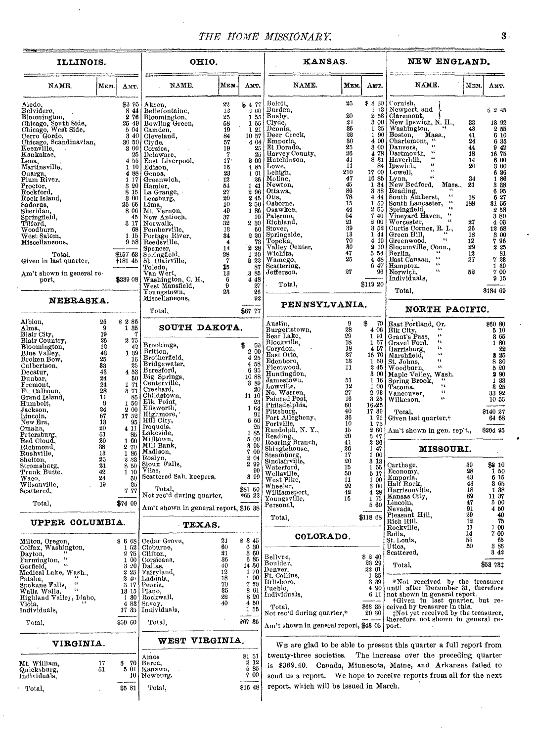## ILLINOIS.

| NAME. | MEM. | AMT. |
|---|---|---|
| Aledo, | | $3 95 |
| Belvidere, | | 8 44 |
| Bloomington, | | 2 76 |
| Chicago, South Side, | | 25 49 |
| Chicago, West Side, | | 5 04 |
| Cerro Gordo, | | 3 40 |
| Chicago, Scandinavian, | | 30 50 |
| Keenville, | | 3 00 |
| Kankakee, | | 25 |
| Lena, | | 4 55 |
| Martinsville, | | 1 10 |
| Onarga, | | 4 88 |
| Plum River, | | 1 17 |
| Proctor, | | 3 20 |
| Rockford, | | 8 15 |
| Rock Island, | | 3 00 |
| Sadorus, | | 25 66 |
| Sheridan, | | 8 06 |
| Springfield, | | 45 |
| Tilford, | | 3 17 |
| Woodburn, | | 68 |
| West Salem, | | 1 15 |
| Miscellaneous, | | 9 58 |
| Total, | | $157 63 |
| Given in last quarter, | | †181 45 |
| Am't shown in general report, | | $339 08 |

## NEBRASKA.

| NAME. | MEM. | AMT. |
|---|---|---|
| Albion, | 25 | $ 2 86 |
| Alma, | 9 | 1 35 |
| Blair City, | 19 | 7 |
| Blair Country, | 26 | 2 75 |
| Bloomington, | 12 | 42 |
| Blue Valley, | 43 | 1 39 |
| Broken Bow, | 25 | 16 |
| Culbertson, | 33 | 25 |
| Decatur, | 43 | 4 53 |
| Dunbar, | 24 | 50 |
| Fremont, | 24 | 1 71 |
| Ft. Calhoun, | 28 | 3 71 |
| Grand Island, | 11 | 85 |
| Humbolt, | 9 | 1 50 |
| Jackson, | 24 | 2 00 |
| Lincoln, | 67 | 17 52 |
| New Era, | 13 | 95 |
| Omaha, | 20 | 4 11 |
| Petersburg, | 51 | 85 |
| Red Cloud, | 20 | 1 60 |
| Richmond, | 38 | 2 70 |
| Rushville, | 13 | 1 86 |
| Shelton, | 25 | 2 33 |
| Stromsburg, | 21 | 8 50 |
| Trunk Butte, | 42 | 1 10 |
| Waco, | 24 | 50 |
| Wilsonville, | 19 | 25 |
| Scattered, | | 7 77 |
| Total, | | $74 09 |

## UPPER COLUMBIA.

| NAME. | MEM. | AMT. |
|---|---|---|
| Milton, Oregon, | | $ 6 68 |
| Colfax, Washington, | | 1 52 |
| Dayton, " | | 2 75 |
| Farmington, " | | 1 00 |
| Garfield, " | | 3 20 |
| Medical Lake, Wash., | | 2 25 |
| Pataha, " | | 2 40 |
| Spokane Falls, " | | 3 17 |
| Walla Walla, " | | 13 15 |
| Highland Valley, Idaho, | | 1 30 |
| Viola, " | | 4 83 |
| Individuals, | | 17 35 |
| Total, | | $59 60 |

## VIRGINIA.

| NAME. | MEM. | AMT. |
|---|---|---|
| Mt. William, | 17 | $ 70 |
| Quicksburg, | 51 | 5 01 |
| Individuals, | | 10 |
| Total, | | $5 81 |

## OHIO.

| NAME. | MEM. | AMT. |
|---|---|---|
| Akron, | 22 | $ 4 77 |
| Bellefontaine, | 13 | 2 00 |
| Bloomington, | 25 | 1 55 |
| Bowling Green, | 58 | 1 55 |
| Camden, | 19 | 1 21 |
| Cleveland, | 84 | 10 57 |
| Clyde, | 57 | 4 04 |
| Corsica, | 19 | 25 |
| Delaware, | 7 | 25 |
| East Liverpool, | 17 | 2 00 |
| Edison, | 16 | 4 85 |
| Genoa, | 23 | 1 01 |
| Greenwich, | 12 | 26 |
| Hamler, | 54 | 1 41 |
| La Grange, | 27 | 2 96 |
| Leesburg, | 20 | 2 45 |
| Lima, | 10 | 2 50 |
| Mt. Vernon, | 49 | 1 86 |
| New Antioch, | 37 | 10 |
| Norwalk, | 32 | 2 30 |
| Pemberville, | 13 | 60 |
| Portage River, | 34 | 2 20 |
| Reedsville, | 4 | 73 |
| Spencer, | 14 | 2 28 |
| Springfield, | 28 | 1 20 |
| St. Clairville, | 7 | 2 22 |
| Toledo, | 15 | 87 |
| Van Wert, | 13 | 3 85 |
| Washington, C. H., | 6 | 4 48 |
| West Mansfield, | 9 | 27 |
| Youngstown, | 23 | 26 |
| Miscellaneous, | | 92 |
| Total, | | $67 77 |

## SOUTH DAKOTA.

| NAME. | MEM. | AMT. |
|---|---|---|
| Brookings, | | $ 50 |
| Britton, | | 2 00 |
| Brotherfield, | | 4 25 |
| Bridgewater, | | 4 58 |
| Beresford, | | 6 95 |
| Big Springs, | | 10 88 |
| Centerville, | | 3 89 |
| Cresbard, | | 20 |
| Childstown, | | 11 10 |
| Elk Point, | | 23 |
| Ellsworth, | | 1 64 |
| Highmore, | | 91 |
| Hill City, | | 6 50 |
| Iroquois, | | 25 |
| Lakeside, | | 1 85 |
| Milltown, | | 5 00 |
| Mill Bank, | | 3 95 |
| Madison, | | 7 00 |
| Roslyn, | | 2 04 |
| Sioux Falls, | | 2 99 |
| Vilas, | | 90 |
| Scattered Sab. keepers, | | 3 99 |
| Total, | | $81 60 |
| Not rec'd during quarter, | | *65 22 |
| Am't shown in general report, | | $16 38 |

## TEXAS.

| NAME. | MEM. | AMT. |
|---|---|---|
| Cedar Grove, | 21 | $ 3 45 |
| Cleburne, | 60 | 6 30 |
| Clifton, | 21 | 3 60 |
| Corsicana, | 36 | 6 85 |
| Dallas, | 40 | 14 50 |
| Fairyland, | 12 | 1 70 |
| Ladonia, | 18 | 1 00 |
| Peoria, | 70 | 7 70 |
| Plano, | 35 | 8 01 |
| Rockwall, | 22 | 8 20 |
| Savoy, | 40 | 4 50 |
| Individuals, | | 1 55 |
| Total, | | $67 36 |

## WEST VIRGINIA.

| NAME. | MEM. | AMT. |
|---|---|---|
| Amos | | $1 51 |
| Berea, | | 2 12 |
| Kanawa, | | 5 85 |
| Newburg, | | 7 00 |
| Total, | | $16 48 |

## KANSAS.

| NAME. | MEM. | AMT. |
|---|---|---|
| Beloit, | 25 | $ 3 30 |
| Burden, | | 1 13 |
| Busby, | 20 | 2 53 |
| Clyde, | 21 | 3 00 |
| Dennis, | 36 | 1 25 |
| Deer Creek, | 22 | 1 90 |
| Emporia, | 30 | 4 00 |
| El Dorado, | 25 | 3 00 |
| Harvey County, | 26 | 4 78 |
| Hutchinson, | 41 | 8 31 |
| Lowe, | 11 | 84 |
| Lehigh, | 210 | 17 00 |
| Moline, | 47 | 16 85 |
| Newton, | 45 | 1 34 |
| Ottawa, | 86 | 3 38 |
| Otis, | 78 | 4 44 |
| Osborne, | 15 | 1 50 |
| Osawkee, | 44 | 2 55 |
| Palermo, | 54 | 7 40 |
| Richland, | 21 | 2 00 |
| Stover, | 39 | 3 52 |
| Springside, | 13 | 1 44 |
| Topeka, | 70 | 4 19 |
| Valley Center, | 30 | 2 10 |
| Wichita, | 47 | 5 54 |
| Wamego, | 25 | 4 48 |
| Scattering, | | 6 47 |
| Jefferson, | 27 | 96 |
| Total, | | $119 20 |

## PENNSYLVANIA.

| NAME. | MEM. | AMT. |
|---|---|---|
| Austin, | 9 | $ 70 |
| Burgettstown, | 28 | 4 06 |
| Bear Lake, | 29 | 1 91 |
| Blockville, | 18 | 1 67 |
| Corydon, | 18 | 4 57 |
| East Otto, | 27 | 16 70 |
| Edenboro, | 13 | 1 60 |
| Fleetwood, | 11 | 2 45 |
| Huntingdon, | | 3 00 |
| Jamestown, | 51 | 1 16 |
| Lowville, | 12 | 1 00 |
| No. Warren, | 27 | 2 93 |
| Painted Post, | 16 | 3 25 |
| Philadelphia, | 60 | 16 25 |
| Pittsburg, | 40 | 17 39 |
| Port Allegheny, | 36 | 1 91 |
| Portville, | 10 | 1 75 |
| Randolph, N. Y., | 15 | 2 60 |
| Reading, | 20 | 3 47 |
| Roaring Branch, | 41 | 2 36 |
| Shinglehouse, | 26 | 1 47 |
| Steamburg, | 17 | 1 00 |
| Sinclairville, | 20 | 3 13 |
| Waterford, | 15 | 1 55 |
| Wellsville, | 50 | 5 17 |
| West Pike, | 11 | 1 00 |
| Wheeler, | 22 | 3 00 |
| Williamsport, | 42 | 4 28 |
| Youngsville, | 16 | 1 75 |
| Personal, | | 5 60 |
| Total, | | $118 68 |

## COLORADO.

| NAME. | MEM. | AMT. |
|---|---|---|
| Bellvue, | | $ 2 40 |
| Boulder, | | 23 29 |
| Denver, | | 22 01 |
| Ft. Collins, | | 1 25 |
| Hillsboro, | | 3 39 |
| Pueblo, | | 4 90 |
| Individuals, | | 6 11 |
| Total, | | $63 35 |
| Not rec'd during quarter,* | | 20 30 |
| Am't shown in general report, | | $43 05 |

## NEW ENGLAND.

| NAME. | MEM. | AMT. |
|---|---|---|
| Cornish, Newport, and Claremont, | | $ 2 45 |
| New Ipswich, N. H., | 33 | 13 92 |
| Washington, " | 43 | 2 55 |
| Boston, Mass., | 41 | 6 10 |
| Charlemont, " | 24 | 6 35 |
| Danvers, " | 44 | 9 42 |
| Dartmouth, " | 18 | 16 75 |
| Haverhill, " | 14 | 6 00 |
| Ipswich, " | 20 | 3 00 |
| Lowell, " | | 6 26 |
| Lynn, " | 34 | 1 86 |
| New Bedford, Mass., | 21 | 3 38 |
| Reading, " | | 6 95 |
| South Amherst, " | 18 | 6 27 |
| South Lancaster, " | 188 | 31 55 |
| Springfield, " | | 2 58 |
| Vineyard Haven, " | | 3 80 |
| Worcester, " | 27 | 4 03 |
| Curtis Corner, R. I., | 26 | 12 68 |
| Green Hill, " | 18 | 3 00 |
| Greenwood, " | 12 | 7 96 |
| Slocumville, Conn., | 29 | 2 25 |
| Berlin, " | 12 | 81 |
| East Canaan, " | 27 | 7 23 |
| Hampton, " | | 1 39 |
| Norwich, " | 52 | 7 00 |
| Individuals, | | 9 15 |
| Total, | | $184 69 |

## NORTH PACIFIC.

| NAME. | MEM. | AMT. |
|---|---|---|
| East Portland, Or. | | $60 80 |
| Elk City, " | | 5 10 |
| Grant's Pass, " | | 3 65 |
| Gravel Ford, " | | 1 80 |
| Harrisburg, " | | 22 |
| Marshfield, " | | 3 25 |
| St. Johns, " | | 8 30 |
| Woodburn, " | | 5 20 |
| Maple Valley, Wash. | | 2 90 |
| Spring Brook, " | | 1 33 |
| Tacoma, " | | 3 25 |
| Vancouver, " | | 33 92 |
| Wilkeson, " | | 10 55 |
| Total, | | $140 27 |
| Given last quarter,† | | 64 68 |
| Am't shown in gen. rep't., | | $204 95 |

## MISSOURI.

| NAME. | MEM. | AMT. |
|---|---|---|
| Carthage, | 39 | $2 10 |
| Economy, | 28 | 1 50 |
| Emporia, | 43 | 6 15 |
| Half Rock, | 43 | 3 65 |
| Harrisonville, | 18 | 1 38 |
| Kansas City, | 89 | 11 37 |
| Lincoln, | 47 | 5 00 |
| Nevada, | 91 | 4 50 |
| Pleasant Hill, | 29 | 40 |
| Rich Hill, | 12 | 75 |
| Rockville, | 11 | 1 00 |
| Rolla, | 14 | 7 00 |
| St. Louis, | 55 | 65 |
| Utica, | 50 | 3 86 |
| Scattered, | | 3 42 |
| Total, | | $53 73‡ |

*Not received by the treasurer until after December 31, therefore not shown in general report.

†Given in last quarter, but received by treasurer in this.

‡Not yet received by the treasurer, therefore not shown in general report.

WE are glad to be able to present this quarter a full report from twenty-three societies. The increase over the preceding quarter is $369.40. Canada, Minnesota, Maine, and Arkansas failed to send us a report. We hope to receive reports from all for the next report, which will be issued in March.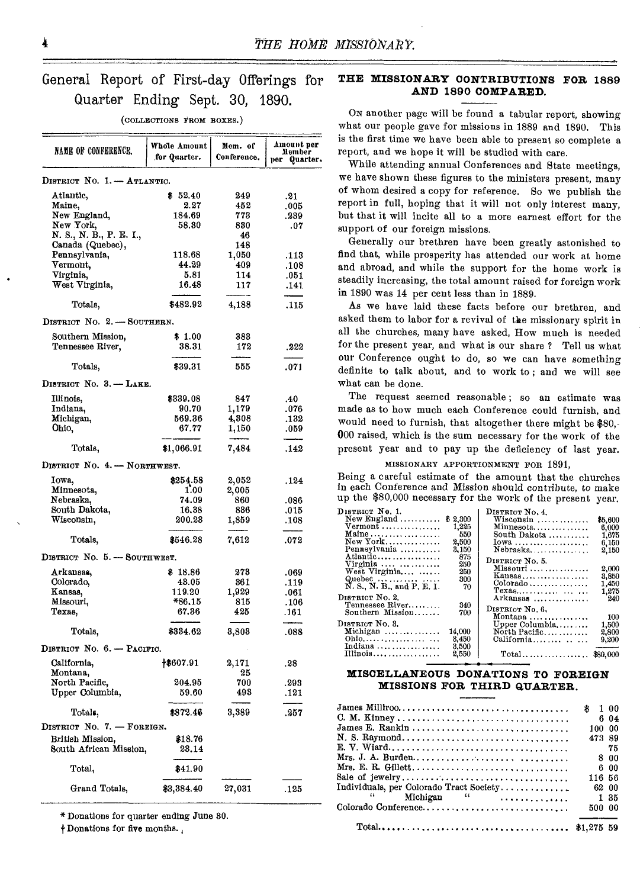# General Report of First-day Offerings for Quarter Ending Sept. 30, 1890.

(COLLECTIONS FROM BOXES.)

| NAME OF CONFERENCE. | Whole Amount for Quarter. | Mem. of Conference. | Amount per Member per Quarter. |
|---|---|---|---|
| **DISTRICT No. 1. — ATLANTIC.** | | | |
| Atlantic, | $ 52.40 | 249 | .21 |
| Maine, | 2.27 | 452 | .005 |
| New England, | 184.69 | 773 | .239 |
| New York, | 58.30 | 830 | .07 |
| N. S., N. B., P. E. I., | | 46 | |
| Canada (Quebec), | | 148 | |
| Pennsylvania, | 118.68 | 1,050 | .113 |
| Vermont, | 44.29 | 409 | .108 |
| Virginia, | 5.81 | 114 | .051 |
| West Virginia, | 16.48 | 117 | .141 |
| Totals, | $482.92 | 4,188 | .115 |
| **DISTRICT No. 2. — SOUTHERN.** | | | |
| Southern Mission, | $ 1.00 | 383 | |
| Tennessee River, | 38.31 | 172 | .222 |
| Totals, | $39.31 | 555 | .071 |
| **DISTRICT No. 3. — LAKE.** | | | |
| Illinois, | $339.08 | 847 | .40 |
| Indiana, | 90.70 | 1,179 | .076 |
| Michigan, | 569.36 | 4,308 | .132 |
| Ohio, | 67.77 | 1,150 | .059 |
| Totals, | $1,066.91 | 7,484 | .142 |
| **DISTRICT No. 4. — NORTHWEST.** | | | |
| Iowa, | $254.58 | 2,052 | .124 |
| Minnesota, | 1.00 | 2,005 | |
| Nebraska, | 74.09 | 860 | .086 |
| South Dakota, | 16.38 | 836 | .015 |
| Wisconsin, | 200.23 | 1,859 | .108 |
| Totals, | $546.28 | 7,612 | .072 |
| **DISTRICT No. 5. — SOUTHWEST.** | | | |
| Arkansas, | $ 18.86 | 273 | .069 |
| Colorado, | 43.05 | 361 | .119 |
| Kansas, | 119.20 | 1,929 | .061 |
| Missouri, | *86.15 | 815 | .106 |
| Texas, | 67.36 | 425 | .161 |
| Totals, | $334.62 | 3,803 | .088 |
| **DISTRICT No. 6. — PACIFIC.** | | | |
| California, | †$607.91 | 2,171 | .28 |
| Montana, | | 25 | |
| North Pacific, | 204.95 | 700 | .293 |
| Upper Columbia, | 59.60 | 493 | .121 |
| Totals, | $872.46 | 3,389 | .257 |
| **DISTRICT No. 7. — FOREIGN.** | | | |
| British Mission, | $18.76 | | |
| South African Mission, | 23.14 | | |
| Total, | $41.90 | | |
| Grand Totals, | $3,384.40 | 27,031 | .125 |

\* Donations for quarter ending June 30.

† Donations for five months.

## THE MISSIONARY CONTRIBUTIONS FOR 1889 AND 1890 COMPARED.

On another page will be found a tabular report, showing what our people gave for missions in 1889 and 1890. This is the first time we have been able to present so complete a report, and we hope it will be studied with care.

While attending annual Conferences and State meetings, we have shown these figures to the ministers present, many of whom desired a copy for reference. So we publish the report in full, hoping that it will not only interest many, but that it will incite all to a more earnest effort for the support of our foreign missions.

Generally our brethren have been greatly astonished to find that, while prosperity has attended our work at home and abroad, and while the support for the home work is steadily increasing, the total amount raised for foreign work in 1890 was 14 per cent less than in 1889.

As we have laid these facts before our brethren, and asked them to labor for a revival of the missionary spirit in all the churches, many have asked, How much is needed for the present year, and what is our share? Tell us what our Conference ought to do, so we can have something definite to talk about, and to work to; and we will see what can be done.

The request seemed reasonable; so an estimate was made as to how much each Conference could furnish, and would need to furnish, that altogether there might be $80,000 raised, which is the sum necessary for the work of the present year and to pay up the deficiency of last year.

### MISSIONARY APPORTIONMENT FOR 1891,

Being a careful estimate of the amount that the churches in each Conference and Mission should contribute, to make up the $80,000 necessary for the work of the present year.

| Conference | Amount |
|---|---|
| **DISTRICT No. 1.** | |
| New England | $ 2,300 |
| Vermont | 1,225 |
| Maine | 550 |
| New York | 2,500 |
| Pennsylvania | 3,150 |
| Atlantic | 875 |
| Virginia | 250 |
| West Virginia | 250 |
| Quebec | 300 |
| N. S., N. B., and P. E. I. | 70 |
| **DISTRICT No. 2.** | |
| Tennessee River | 340 |
| Southern Mission | 700 |
| **DISTRICT No. 3.** | |
| Michigan | 14,000 |
| Ohio | 3,450 |
| Indiana | 3,500 |
| Illinois | 2,550 |
| **DISTRICT No. 4.** | |
| Wisconsin | $5,600 |
| Minnesota | 6,000 |
| South Dakota | 1,675 |
| Iowa | 6,150 |
| Nebraska | 2,150 |
| **DISTRICT No. 5.** | |
| Missouri | 2,000 |
| Kansas | 3,850 |
| Colorado | 1,450 |
| Texas | 1,275 |
| Arkansas | 240 |
| **DISTRICT No. 6.** | |
| Montana | 100 |
| Upper Columbia | 1,500 |
| North Pacific | 2,800 |
| California | 9,200 |
| Total | $80,000 |

## MISCELLANEOUS DONATIONS TO FOREIGN MISSIONS FOR THIRD QUARTER.

| Name | Amount |
|---|---|
| James Millroo | $ 1 00 |
| C. M. Kinney | 6 04 |
| James E. Rankin | 100 00 |
| N. S. Raymond | 473 89 |
| E. V. Wiard | 75 |
| Mrs. J. A. Burden | 8 00 |
| Mrs. E. R. Gillett | 6 00 |
| Sale of jewelry | 116 56 |
| Individuals, per Colorado Tract Society | 62 00 |
| " Michigan " | 1 35 |
| Colorado Conference | 500 00 |
| Total | $1,275 59 |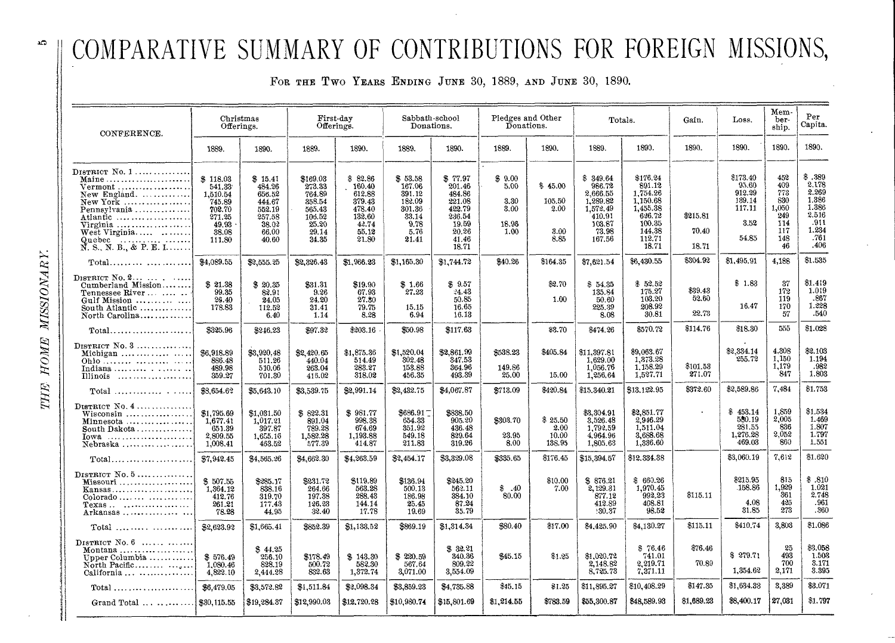# COMPARATIVE SUMMARY OF CONTRIBUTIONS FOR FOREIGN MISSIONS,

FOR THE TWO YEARS ENDING JUNE 30, 1889, AND JUNE 30, 1890.

| CONFERENCE. | Christmas Offerings. | | First-day Offerings. | | Sabbath-school Donations. | | Pledges and Other Donations. | | Totals. | | Gain. | Loss. | Membership. | Per Capita. |
|---|---|---|---|---|---|---|---|---|---|---|---|---|---|---|
| | 1889. | 1890. | 1889. | 1890. | 1889. | 1890. | 1889. | 1890. | 1889. | 1890. | 1890. | 1890. | 1890. | 1890. |
| DISTRICT No. 1 | | | | | | | | | | | | | | |
| Maine | $ 118.03 | $ 15.41 | $169.03 | $ 82.86 | $ 53.58 | $ 77.97 | $ 9.00 | | $ 349.64 | $176.24 | | $173.40 | 452 | $ .389 |
| Vermont | 541.33 | 484.26 | 273.33 | 160.40 | 167.06 | 201.46 | 5.00 | $ 45.00 | 986.72 | 891.12 | | 95.60 | 409 | 2.178 |
| New England | 1,510.54 | 656.52 | 764.89 | 612.88 | 391.12 | 484.86 | | | 2,666.55 | 1,754.26 | | 912.29 | 773 | 2.269 |
| New York | 745.89 | 444.67 | 358.54 | 379.43 | 182.09 | 221.08 | 3.30 | 105.50 | 1,289.82 | 1,150.68 | | 139.14 | 830 | 1.386 |
| Pennsylvania | 702.70 | 552.19 | 565.43 | 478.40 | 301.36 | 422.79 | 3.00 | 2.00 | 1,572.49 | 1,455.38 | | 117.11 | 1,050 | 1.386 |
| Atlantic | 271.25 | 257.58 | 105.52 | 132.60 | 33.14 | 236.54 | | | 410.91 | 626.72 | $215.81 | | 249 | 2.516 |
| Virginia | 49.93 | 38.02 | 25.20 | 42.74 | 9.78 | 19.59 | 18.96 | | 103.87 | 100.35 | | 3.52 | 114 | .911 |
| West Virginia | 38.08 | 66.00 | 29.14 | 55.12 | 5.76 | 20.26 | 1.00 | 3.00 | 73.98 | 144.38 | 70.40 | | 117 | 1.234 |
| Quebec | 111.80 | 40.60 | 34.35 | 21.80 | 21.41 | 41.46 | | 8.85 | 167.56 | 112.71 | | 54.85 | 148 | .761 |
| N. S., N. B., & P. E. I. | | | | | | 18.71 | | | | 18.71 | 18.71 | | 46 | .406 |
| Total | $4,089.55 | $2,555.25 | $2,326.43 | $1,966.23 | $1,165.30 | $1,744.72 | $40.26 | $164.35 | $7,621.54 | $6,430.55 | $304.92 | $1,495.91 | 4,188 | $1.535 |
| DISTRICT No. 2 | | | | | | | | | | | | | | |
| Cumberland Mission | $ 21.38 | $ 20.35 | $31.31 | $19.90 | $ 1.66 | $ 9.57 | | $2.70 | $ 54.35 | $ 52.52 | | $ 1.83 | 37 | $1.419 |
| Tennessee River | 99.35 | 82.91 | 9.26 | 67.93 | 27.23 | 24.43 | | | 135.84 | 175.27 | $39.43 | | 172 | 1.019 |
| Gulf Mission | 26.40 | 24.05 | 24.20 | 27.30 | | 50.85 | | 1.00 | 50.60 | 103.20 | 52.60 | | 119 | .867 |
| South Atlantic | 178.83 | 112.52 | 31.41 | 79.75 | 15.15 | 16.65 | | | 225.39 | 208.92 | | 16.47 | 170 | 1.228 |
| North Carolina | | 6.40 | 1.14 | 8.28 | 6.94 | 16.13 | | | 8.08 | 30.81 | 22.73 | | 57 | .540 |
| Total | $325.96 | $246.23 | $97.32 | $203.16 | $50.98 | $117.63 | | $3.70 | $474.26 | $570.72 | $114.76 | $18.30 | 555 | $1.028 |
| DISTRICT No. 3 | | | | | | | | | | | | | | |
| Michigan | $6,918.89 | $3,920.48 | $2,420.65 | $1,875.36 | $1,520.04 | $2,861.99 | $538.23 | $405.84 | $11,397.81 | $9,063.67 | | $2,334.14 | 4,308 | $2.103 |
| Ohio | 886.48 | 511.26 | 440.04 | 514.49 | 302.48 | 347.53 | | | 1,629.00 | 1,373.28 | | 255.72 | 1,150 | 1.194 |
| Indiana | 489.98 | 510.06 | 263.04 | 283.27 | 153.88 | 364.96 | 149.86 | | 1,056.76 | 1,158.29 | $101.53 | | 1,179 | .982 |
| Illinois | 359.27 | 701.30 | 416.02 | 318.02 | 456.35 | 493.39 | 25.00 | 15.00 | 1,256.64 | 1,527.71 | 271.07 | | 847 | 1.803 |
| Total | $8,654.62 | $5,643.10 | $3,539.75 | $2,991.14 | $2,432.75 | $4,067.87 | $713.09 | $420.84 | $15,340.21 | $13,122.95 | $372.60 | $2,589.86 | 7,484 | $1.753 |
| DISTRICT No. 4 | | | | | | | | | | | | | | |
| Wisconsin | $1,795.69 | $1,031.50 | $ 822.31 | $ 981.77 | $686.91 | $838.50 | | | $3,304.91 | $2,851.77 | | $ 453.14 | 1,859 | $1.534 |
| Minnesota | 1,677.41 | 1,017.21 | 891.04 | 998.38 | 654.33 | 905.20 | $308.70 | $ 25.50 | 3,526.48 | 2,946.29 | | 580.19 | 2,005 | 1.469 |
| South Dakota | 651.39 | 397.87 | 789.28 | 674.69 | 351.92 | 436.48 | | 2.00 | 1,792.59 | 1,511.04 | | 281.55 | 836 | 1.807 |
| Iowa | 2,809.55 | 1,655.16 | 1,582.28 | 1,193.88 | 549.18 | 829.64 | 23.95 | 10.00 | 4,964.96 | 3,688.68 | | 1,276.28 | 2,052 | 1.797 |
| Nebraska | 1,008.41 | 463.52 | 577.39 | 414.87 | 211.83 | 319.26 | 8.00 | 138.95 | 1,805.63 | 1,336.60 | | 469.03 | 860 | 1.551 |
| Total | $7,942.45 | $4,565.26 | $4,662.30 | $4,263.59 | $2,454.17 | $3,329.08 | $335.65 | $176.45 | $15,394.57 | $12,334.38 | | $3,060.19 | 7,612 | $1.620 |
| DISTRICT No. 5 | | | | | | | | | | | | | | |
| Missouri | $ 507.55 | $285.17 | $231.72 | $119.89 | $136.94 | $245.20 | | $10.00 | $ 876.21 | $ 660.26 | | $215.95 | 815 | $ .810 |
| Kansas | 1,364.12 | 838.16 | 264.66 | 563.28 | 500.13 | 562.11 | $ .40 | 7.00 | 2,129.31 | 1,970.45 | | 158.86 | 1,929 | 1.021 |
| Colorado | 412.76 | 319.70 | 197.38 | 288.43 | 186.98 | 384.10 | 80.00 | | 877.12 | 992.23 | $115.11 | | 361 | 2.748 |
| Texas | 261.21 | 177.43 | 126.23 | 144.14 | 25.45 | 87.24 | | | 412.89 | 408.81 | | 4.08 | 425 | .961 |
| Arkansas | 78.28 | 44.95 | 32.40 | 17.78 | 19.69 | 35.79 | | | 130.37 | 98.52 | | 31.85 | 273 | .360 |
| Total | $2,623.92 | $1,665.41 | $852.39 | $1,133.52 | $869.19 | $1,314.34 | $80.40 | $17.00 | $4,425.90 | $4,130.27 | $115.11 | $410.74 | 3,803 | $1.086 |
| DISTRICT No. 6 | | | | | | | | | | | | | | |
| Montana | | $ 44.25 | | | | $ 32.21 | | | | $ 76.46 | $76.46 | | 25 | $3.058 |
| Upper Columbia | $ 576.49 | 256.10 | $178.49 | $ 143.30 | $ 220.59 | 340.36 | $45.15 | $1.25 | $1,020.72 | 741.01 | | $ 279.71 | 493 | 1.503 |
| North Pacific | 1,080.46 | 828.19 | 500.72 | 582.30 | 567.64 | 809.22 | | | 2,148.82 | 2,219.71 | 70.89 | | 700 | 3.171 |
| California | 4,822.10 | 2,444.28 | 832.63 | 1,372.74 | 3,071.00 | 3,554.09 | | | 8,725.73 | 7,371.11 | | 1,354.62 | 2,171 | 3.395 |
| Total | $6,479.05 | $3,572.82 | $1,511.84 | $2,098.34 | $3,859.23 | $4,735.88 | $45.15 | $1.25 | $11,895.27 | $10,408.29 | $147.35 | $1,634.33 | 3,389 | $3.071 |
| Grand Total | $30,115.55 | $19,284.37 | $12,990.03 | $12,720.28 | $10,980.74 | $15,801.69 | $1,214.55 | $783.59 | $55,300.87 | $48,589.93 | $1,689.23 | $8,400.17 | 27,031 | $1.797 |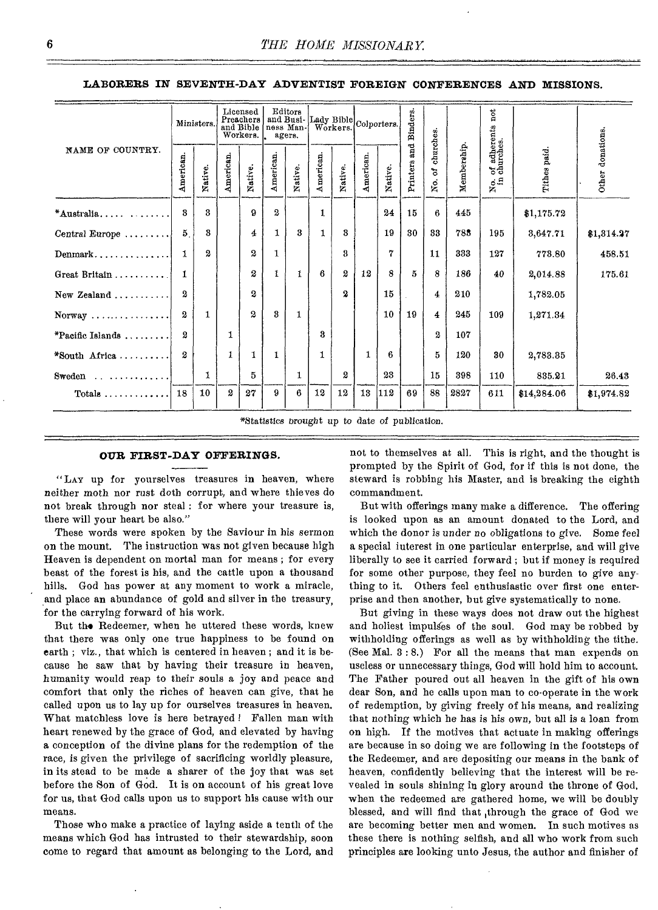**LABORERS IN SEVENTH-DAY ADVENTIST FOREIGN CONFERENCES AND MISSIONS.**

| NAME OF COUNTRY. | Ministers. | | Licensed Preachers and Bible Workers. | | Editors and Business Managers. | | Lady Bible Workers. | | Colporters. | | Printers and Binders. | No. of churches. | Membership. | No. of adherents not in churches. | Tithes paid. | Other donations. |
|---|---|---|---|---|---|---|---|---|---|---|---|---|---|---|---|---|
| | American. | Native. | American. | Native. | American. | Native. | American. | Native. | American. | Native. | | | | | | |
| *Australia | 3 | 3 | | 9 | 2 | | 1 | | | 24 | 15 | 6 | 445 | | $1,175.72 | |
| Central Europe | 5 | 3 | | 4 | 1 | 3 | 1 | 3 | | 19 | 30 | 33 | 788 | 195 | 3,647.71 | $1,314.27 |
| Denmark | 1 | 2 | | 2 | 1 | | | 3 | | 7 | | 11 | 333 | 127 | 773.80 | 458.51 |
| Great Britain | 1 | | | 2 | 1 | 1 | 6 | 2 | 12 | 8 | 5 | 8 | 186 | 40 | 2,014.88 | 175.61 |
| New Zealand | 2 | | | 2 | | | | 2 | | 15 | | 4 | 210 | | 1,782.05 | |
| Norway | 2 | 1 | | 2 | 3 | 1 | | | | 10 | 19 | 4 | 245 | 109 | 1,271.34 | |
| *Pacific Islands | 2 | | 1 | | | | 3 | | | | | 2 | 107 | | | |
| *South Africa | 2 | | 1 | 1 | 1 | | 1 | | 1 | 6 | | 5 | 120 | 30 | 2,783.35 | |
| Sweden | | 1 | | 5 | | 1 | | 2 | | 23 | | 15 | 398 | 110 | 835.21 | 26.43 |
| Totals | 18 | 10 | 2 | 27 | 9 | 6 | 12 | 12 | 13 | 112 | 69 | 88 | 2827 | 611 | $14,284.06 | $1,974.82 |

*Statistics brought up to date of publication.

## OUR FIRST-DAY OFFERINGS.

"Lay up for yourselves treasures in heaven, where neither moth nor rust doth corrupt, and where thieves do not break through nor steal: for where your treasure is, there will your heart be also."

These words were spoken by the Saviour in his sermon on the mount. The instruction was not given because high Heaven is dependent on mortal man for means; for every beast of the forest is his, and the cattle upon a thousand hills. God has power at any moment to work a miracle, and place an abundance of gold and silver in the treasury, for the carrying forward of his work.

But the Redeemer, when he uttered these words, knew that there was only one true happiness to be found on earth; viz., that which is centered in heaven; and it is because he saw that by having their treasure in heaven, humanity would reap to their souls a joy and peace and comfort that only the riches of heaven can give, that he called upon us to lay up for ourselves treasures in heaven. What matchless love is here betrayed! Fallen man with heart renewed by the grace of God, and elevated by having a conception of the divine plans for the redemption of the race, is given the privilege of sacrificing worldly pleasure, in its stead to be made a sharer of the joy that was set before the Son of God. It is on account of his great love for us, that God calls upon us to support his cause with our means.

Those who make a practice of laying aside a tenth of the means which God has intrusted to their stewardship, soon come to regard that amount as belonging to the Lord, and not to themselves at all. This is right, and the thought is prompted by the Spirit of God, for if this is not done, the steward is robbing his Master, and is breaking the eighth commandment.

But with offerings many make a difference. The offering is looked upon as an amount donated to the Lord, and which the donor is under no obligations to give. Some feel a special interest in one particular enterprise, and will give liberally to see it carried forward; but if money is required for some other purpose, they feel no burden to give anything to it. Others feel enthusiastic over first one enterprise and then another, but give systematically to none.

But giving in these ways does not draw out the highest and holiest impulses of the soul. God may be robbed by withholding offerings as well as by withholding the tithe. (See Mal. 3:8.) For all the means that man expends on useless or unnecessary things, God will hold him to account. The Father poured out all heaven in the gift of his own dear Son, and he calls upon man to co-operate in the work of redemption, by giving freely of his means, and realizing that nothing which he has is his own, but all is a loan from on high. If the motives that actuate in making offerings are because in so doing we are following in the footsteps of the Redeemer, and are depositing our means in the bank of heaven, confidently believing that the interest will be revealed in souls shining in glory around the throne of God, when the redeemed are gathered home, we will be doubly blessed, and will find that through the grace of God we are becoming better men and women. In such motives as these there is nothing selfish, and all who work from such principles are looking unto Jesus, the author and finisher of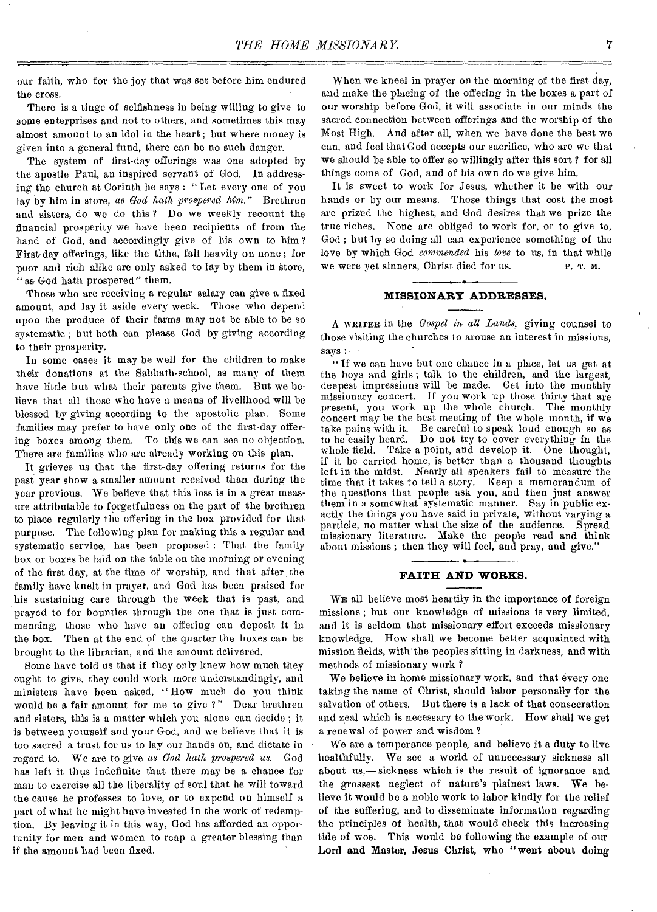our faith, who for the joy that was set before him endured the cross.

There is a tinge of selfishness in being willing to give to some enterprises and not to others, and sometimes this may almost amount to an idol in the heart; but where money is given into a general fund, there can be no such danger.

The system of first-day offerings was one adopted by the apostle Paul, an inspired servant of God. In addressing the church at Corinth he says: "Let every one of you lay by him in store, *as God hath prospered him.*" Brethren and sisters, do we do this? Do we weekly recount the financial prosperity we have been recipients of from the hand of God, and accordingly give of his own to him? First-day offerings, like the tithe, fall heavily on none; for poor and rich alike are only asked to lay by them in store, "as God hath prospered" them.

Those who are receiving a regular salary can give a fixed amount, and lay it aside every week. Those who depend upon the produce of their farms may not be able to be so systematic; but both can please God by giving according to their prosperity.

In some cases it may be well for the children to make their donations at the Sabbath-school, as many of them have little but what their parents give them. But we believe that all those who have a means of livelihood will be blessed by giving according to the apostolic plan. Some families may prefer to have only one of the first-day offering boxes among them. To this we can see no objection. There are families who are already working on this plan.

It grieves us that the first-day offering returns for the past year show a smaller amount received than during the year previous. We believe that this loss is in a great measure attributable to forgetfulness on the part of the brethren to place regularly the offering in the box provided for that purpose. The following plan for making this a regular and systematic service, has been proposed: That the family box or boxes be laid on the table on the morning or evening of the first day, at the time of worship, and that after the family have knelt in prayer, and God has been praised for his sustaining care through the week that is past, and prayed to for bounties through the one that is just commencing, those who have an offering can deposit it in the box. Then at the end of the quarter the boxes can be brought to the librarian, and the amount delivered.

Some have told us that if they only knew how much they ought to give, they could work more understandingly, and ministers have been asked, "How much do you think would be a fair amount for me to give?" Dear brethren and sisters, this is a matter which you alone can decide; it is between yourself and your God, and we believe that it is too sacred a trust for us to lay our hands on, and dictate in regard to. We are to give *as God hath prospered us.* God has left it thus indefinite that there may be a chance for man to exercise all the liberality of soul that he will toward the cause he professes to love, or to expend on himself a part of what he might have invested in the work of redemption. By leaving it in this way, God has afforded an opportunity for men and women to reap a greater blessing than if the amount had been fixed.

When we kneel in prayer on the morning of the first day, and make the placing of the offering in the boxes a part of our worship before God, it will associate in our minds the sacred connection between offerings and the worship of the Most High. And after all, when we have done the best we can, and feel that God accepts our sacrifice, who are we that we should be able to offer so willingly after this sort? for all things come of God, and of his own do we give him.

It is sweet to work for Jesus, whether it be with our hands or by our means. Those things that cost the most are prized the highest, and God desires that we prize the true riches. None are obliged to work for, or to give to, God; but by so doing all can experience something of the love by which God *commended* his *love* to us, in that while we were yet sinners, Christ died for us.

P. T. M.

## MISSIONARY ADDRESSES.

A WRITER in the *Gospel in all Lands,* giving counsel to those visiting the churches to arouse an interest in missions, says: —

"If we can have but one chance in a place, let us get at the boys and girls; talk to the children, and the largest, deepest impressions will be made. Get into the monthly missionary concert. If you work up those thirty that are present, you work up the whole church. The monthly concert may be the best meeting of the whole month, if we take pains with it. Be careful to speak loud enough so as to be easily heard. Do not try to cover everything in the whole field. Take a point, and develop it. One thought, if it be carried home, is better than a thousand thoughts left in the midst. Nearly all speakers fail to measure the time that it takes to tell a story. Keep a memorandum of the questions that people ask you, and then just answer them in a somewhat systematic manner. Say in public exactly the things you have said in private, without varying a particle, no matter what the size of the audience. Spread missionary literature. Make the people read and think about missions; then they will feel, and pray, and give."

## FAITH AND WORKS.

WE all believe most heartily in the importance of foreign missions; but our knowledge of missions is very limited, and it is seldom that missionary effort exceeds missionary knowledge. How shall we become better acquainted with mission fields, with the peoples sitting in darkness, and with methods of missionary work?

We believe in home missionary work, and that every one taking the name of Christ, should labor personally for the salvation of others. But there is a lack of that consecration and zeal which is necessary to the work. How shall we get a renewal of power and wisdom?

We are a temperance people, and believe it a duty to live healthfully. We see a world of unnecessary sickness all about us,—sickness which is the result of ignorance and the grossest neglect of nature's plainest laws. We believe it would be a noble work to labor kindly for the relief of the suffering, and to disseminate information regarding the principles of health, that would check this increasing tide of woe. This would be following the example of our Lord and Master, Jesus Christ, who "went about doing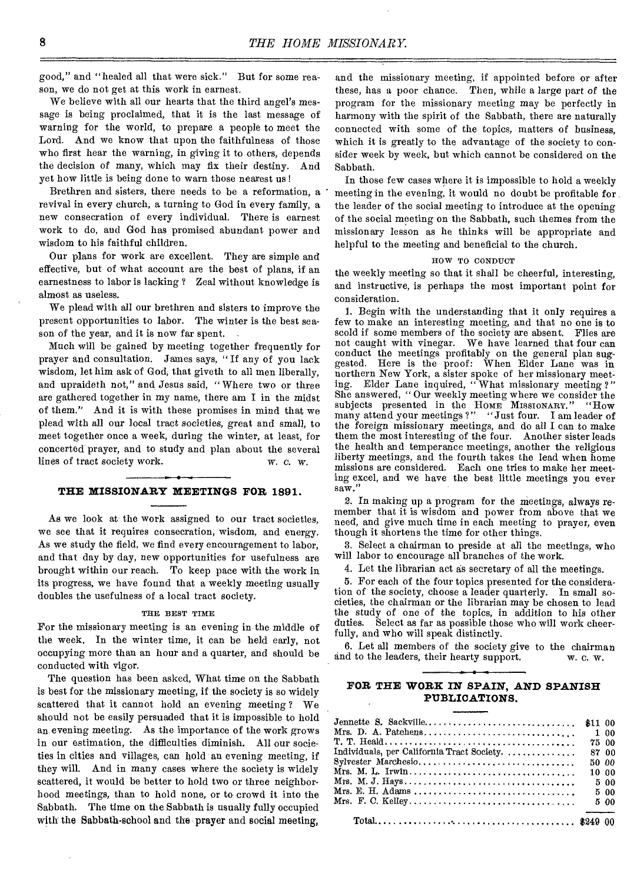good," and "healed all that were sick." But for some reason, we do not get at this work in earnest.

We believe with all our hearts that the third angel's message is being proclaimed, that it is the last message of warning for the world, to prepare a people to meet the Lord. And we know that upon the faithfulness of those who first hear the warning, in giving it to others, depends the decision of many, which may fix their destiny. And yet how little is being done to warn those nearest us!

Brethren and sisters, there needs to be a reformation, a revival in every church, a turning to God in every family, a new consecration of every individual. There is earnest work to do, and God has promised abundant power and wisdom to his faithful children.

Our plans for work are excellent. They are simple and effective, but of what account are the best of plans, if an earnestness to labor is lacking? Zeal without knowledge is almost as useless.

We plead with all our brethren and sisters to improve the present opportunities to labor. The winter is the best season of the year, and it is now far spent.

Much will be gained by meeting together frequently for prayer and consultation. James says, "If any of you lack wisdom, let him ask of God, that giveth to all men liberally, and upraideth not," and Jesus said, "Where two or three are gathered together in my name, there am I in the midst of them." And it is with these promises in mind that we plead with all our local tract societies, great and small, to meet together once a week, during the winter, at least, for concerted prayer, and to study and plan about the several lines of tract society work.

W. C. W.

## THE MISSIONARY MEETINGS FOR 1891.

As we look at the work assigned to our tract societies, we see that it requires consecration, wisdom, and energy. As we study the field, we find every encouragement to labor, and that day by day, new opportunities for usefulness are brought within our reach. To keep pace with the work in its progress, we have found that a weekly meeting usually doubles the usefulness of a local tract society.

### THE BEST TIME

For the missionary meeting is an evening in the middle of the week. In the winter time, it can be held early, not occupying more than an hour and a quarter, and should be conducted with vigor.

The question has been asked, What time on the Sabbath is best for the missionary meeting, if the society is so widely scattered that it cannot hold an evening meeting? We should not be easily persuaded that it is impossible to hold an evening meeting. As the importance of the work grows in our estimation, the difficulties diminish. All our societies in cities and villages, can hold an evening meeting, if they will. And in many cases where the society is widely scattered, it would be better to hold two or three neighborhood meetings, than to hold none, or to crowd it into the Sabbath. The time on the Sabbath is usually fully occupied with the Sabbath-school and the prayer and social meeting, and the missionary meeting, if appointed before or after these, has a poor chance. Then, while a large part of the program for the missionary meeting may be perfectly in harmony with the spirit of the Sabbath, there are naturally connected with some of the topics, matters of business, which it is greatly to the advantage of the society to consider week by week, but which cannot be considered on the Sabbath.

In those few cases where it is impossible to hold a weekly meeting in the evening, it would no doubt be profitable for the leader of the social meeting to introduce at the opening of the social meeting on the Sabbath, such themes from the missionary lesson as he thinks will be appropriate and helpful to the meeting and beneficial to the church.

### HOW TO CONDUCT

the weekly meeting so that it shall be cheerful, interesting, and instructive, is perhaps the most important point for consideration.

1. Begin with the understanding that it only requires a few to make an interesting meeting, and that no one is to scold if some members of the society are absent. Flies are not caught with vinegar. We have learned that four can conduct the meetings profitably on the general plan suggested. Here is the proof: When Elder Lane was in northern New York, a sister spoke of her missionary meeting. Elder Lane inquired, "What missionary meeting?" She answered, "Our weekly meeting where we consider the subjects presented in the HOME MISSIONARY." "How many attend your meetings?" "Just four. I am leader of the foreign missionary meetings, and do all I can to make them the most interesting of the four. Another sister leads the health and temperance meetings, another the religious liberty meetings, and the fourth takes the lead when home missions are considered. Each one tries to make her meeting excel, and we have the best little meetings you ever saw."

2. In making up a program for the meetings, always remember that it is wisdom and power from above that we need, and give much time in each meeting to prayer, even though it shortens the time for other things.

3. Select a chairman to preside at all the meetings, who will labor to encourage all branches of the work.

4. Let the librarian act as secretary of all the meetings.

5. For each of the four topics presented for the consideration of the society, choose a leader quarterly. In small societies, the chairman or the librarian may be chosen to lead the study of one of the topics, in addition to his other duties. Select as far as possible those who will work cheerfully, and who will speak distinctly.

6. Let all members of the society give to the chairman and to the leaders, their hearty support.

W. C. W.

## FOR THE WORK IN SPAIN, AND SPANISH PUBLICATIONS.

| | |
|---|---|
| Jennette S. Sackville | $11 00 |
| Mrs. D. A. Patchens | 1 00 |
| T. T. Heald | 75 00 |
| Individuals, per California Tract Society | 87 00 |
| Sylvester Marchesio | 50 00 |
| Mrs. M. L. Irwin | 10 00 |
| Mrs. M. J. Hays | 5 00 |
| Mrs. E. H. Adams | 5 00 |
| Mrs. F. C. Kelley | 5 00 |
| Total | $249 00 |